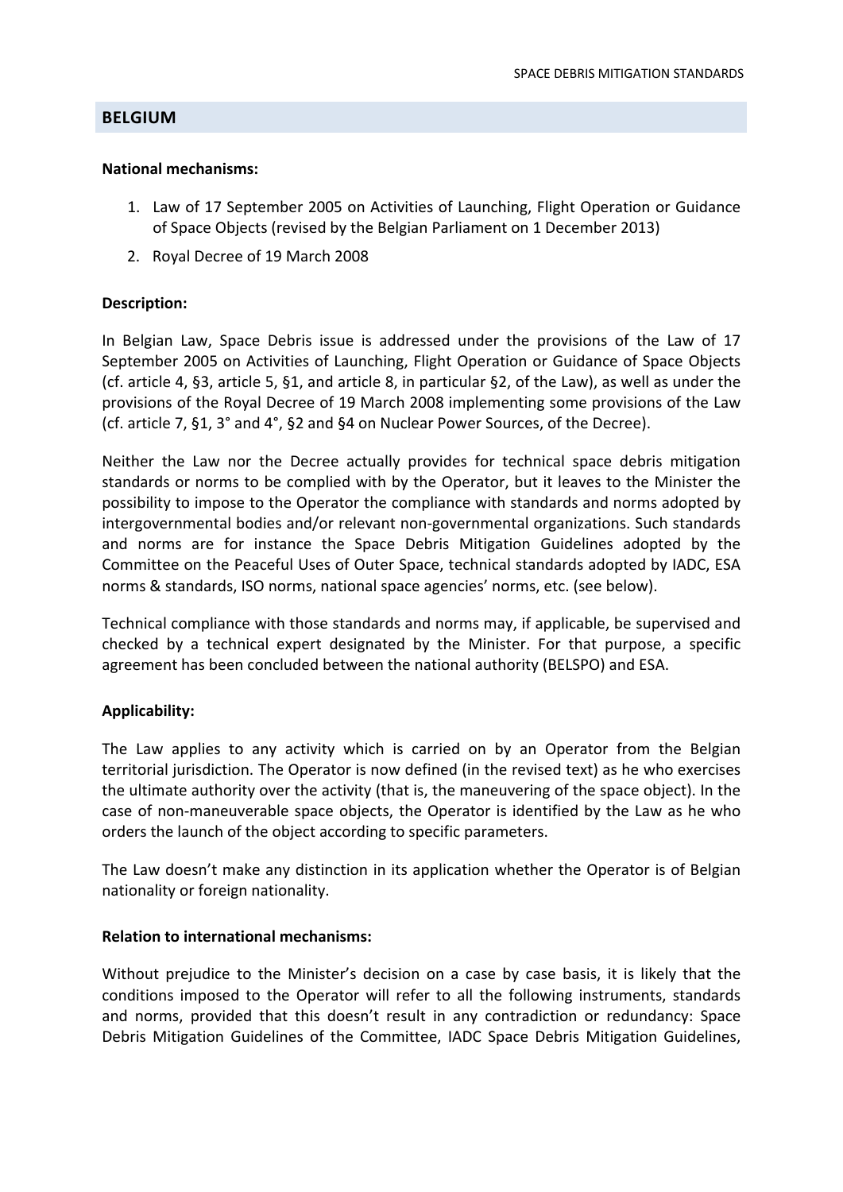## BELGIUM

**National mechanisms:**

1. Law of 17 September 2005 on Activities of Launching, Flight Operation or Guidance of Space Objects (revised by the Belgian Parliament on 1 December 2013)
2. Royal Decree of 19 March 2008

**Description:**

In Belgian Law, Space Debris issue is addressed under the provisions of the Law of 17 September 2005 on Activities of Launching, Flight Operation or Guidance of Space Objects (cf. article 4, §3, article 5, §1, and article 8, in particular §2, of the Law), as well as under the provisions of the Royal Decree of 19 March 2008 implementing some provisions of the Law (cf. article 7, §1, 3° and 4°, §2 and §4 on Nuclear Power Sources, of the Decree).

Neither the Law nor the Decree actually provides for technical space debris mitigation standards or norms to be complied with by the Operator, but it leaves to the Minister the possibility to impose to the Operator the compliance with standards and norms adopted by intergovernmental bodies and/or relevant non-governmental organizations. Such standards and norms are for instance the Space Debris Mitigation Guidelines adopted by the Committee on the Peaceful Uses of Outer Space, technical standards adopted by IADC, ESA norms & standards, ISO norms, national space agencies' norms, etc. (see below).

Technical compliance with those standards and norms may, if applicable, be supervised and checked by a technical expert designated by the Minister. For that purpose, a specific agreement has been concluded between the national authority (BELSPO) and ESA.

**Applicability:**

The Law applies to any activity which is carried on by an Operator from the Belgian territorial jurisdiction. The Operator is now defined (in the revised text) as he who exercises the ultimate authority over the activity (that is, the maneuvering of the space object). In the case of non-maneuverable space objects, the Operator is identified by the Law as he who orders the launch of the object according to specific parameters.

The Law doesn't make any distinction in its application whether the Operator is of Belgian nationality or foreign nationality.

**Relation to international mechanisms:**

Without prejudice to the Minister's decision on a case by case basis, it is likely that the conditions imposed to the Operator will refer to all the following instruments, standards and norms, provided that this doesn't result in any contradiction or redundancy: Space Debris Mitigation Guidelines of the Committee, IADC Space Debris Mitigation Guidelines,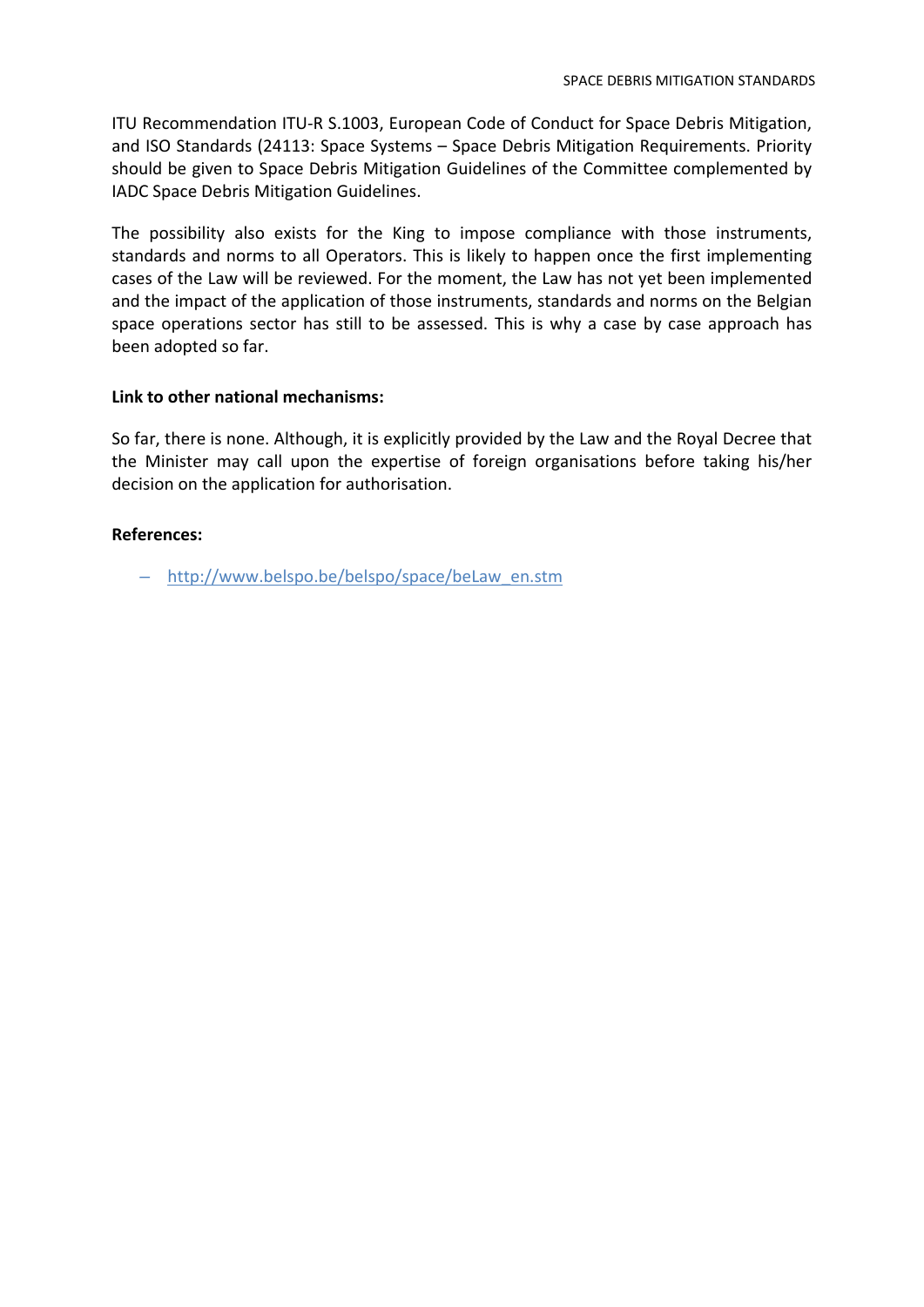ITU Recommendation ITU-R S.1003, European Code of Conduct for Space Debris Mitigation, and ISO Standards (24113: Space Systems – Space Debris Mitigation Requirements. Priority should be given to Space Debris Mitigation Guidelines of the Committee complemented by IADC Space Debris Mitigation Guidelines.

The possibility also exists for the King to impose compliance with those instruments, standards and norms to all Operators. This is likely to happen once the first implementing cases of the Law will be reviewed. For the moment, the Law has not yet been implemented and the impact of the application of those instruments, standards and norms on the Belgian space operations sector has still to be assessed. This is why a case by case approach has been adopted so far.

**Link to other national mechanisms:**

So far, there is none. Although, it is explicitly provided by the Law and the Royal Decree that the Minister may call upon the expertise of foreign organisations before taking his/her decision on the application for authorisation.

**References:**

– http://www.belspo.be/belspo/space/beLaw_en.stm